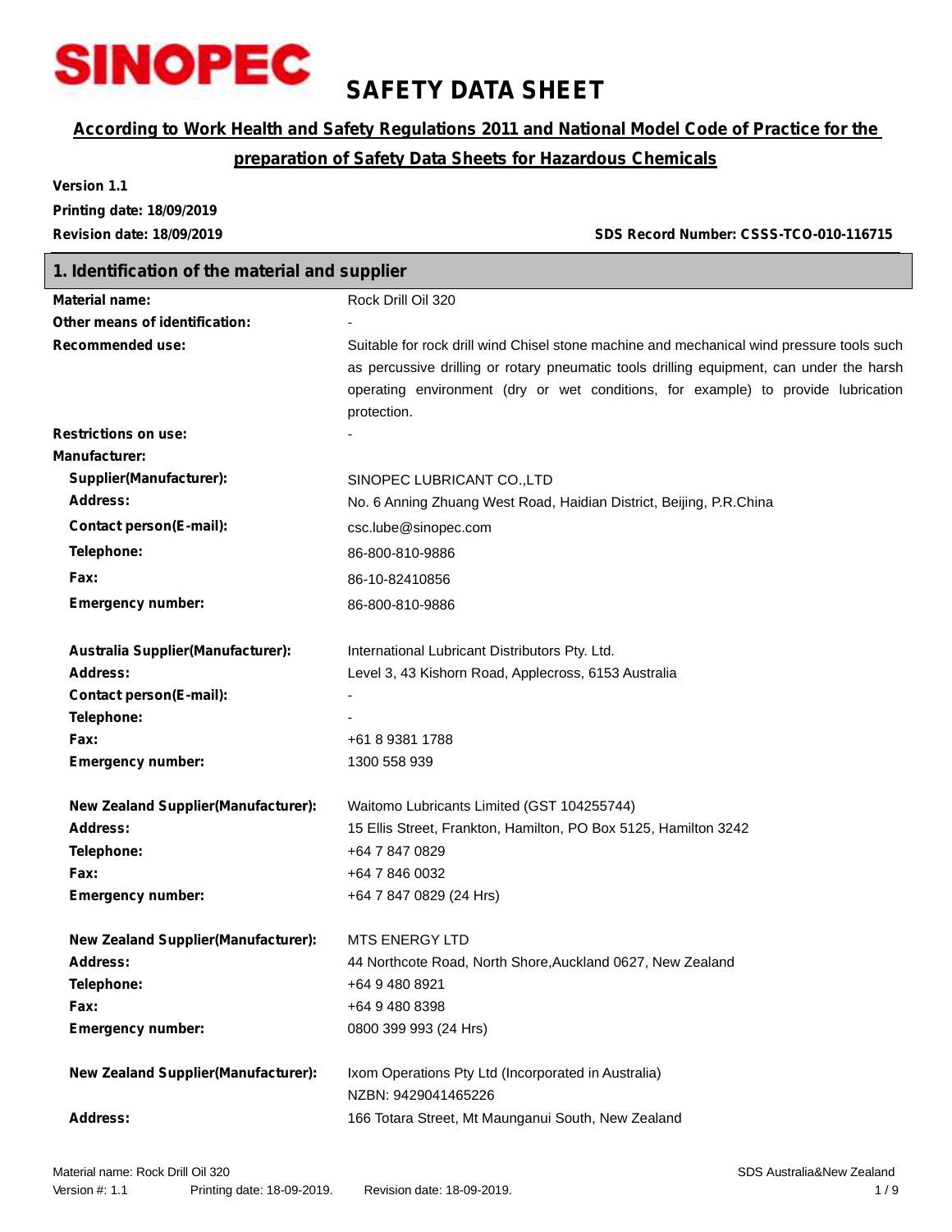SINOPEC

# SAFETY DATA SHEET

**According to Work Health and Safety Regulations 2011 and National Model Code of Practice for the preparation of Safety Data Sheets for Hazardous Chemicals**

**Version 1.1**
**Printing date: 18/09/2019**
**Revision date: 18/09/2019** **SDS Record Number: CSSS-TCO-010-116715**

## 1. Identification of the material and supplier

| | |
|---|---|
| **Material name:** | Rock Drill Oil 320 |
| **Other means of identification:** | - |
| **Recommended use:** | Suitable for rock drill wind Chisel stone machine and mechanical wind pressure tools such as percussive drilling or rotary pneumatic tools drilling equipment, can under the harsh operating environment (dry or wet conditions, for example) to provide lubrication protection. |
| **Restrictions on use:** | - |
| **Manufacturer:** | |
| **Supplier(Manufacturer):** | SINOPEC LUBRICANT CO.,LTD |
| **Address:** | No. 6 Anning Zhuang West Road, Haidian District, Beijing, P.R.China |
| **Contact person(E-mail):** | csc.lube@sinopec.com |
| **Telephone:** | 86-800-810-9886 |
| **Fax:** | 86-10-82410856 |
| **Emergency number:** | 86-800-810-9886 |
| | |
| **Australia Supplier(Manufacturer):** | International Lubricant Distributors Pty. Ltd. |
| **Address:** | Level 3, 43 Kishorn Road, Applecross, 6153 Australia |
| **Contact person(E-mail):** | - |
| **Telephone:** | - |
| **Fax:** | +61 8 9381 1788 |
| **Emergency number:** | 1300 558 939 |
| | |
| **New Zealand Supplier(Manufacturer):** | Waitomo Lubricants Limited (GST 104255744) |
| **Address:** | 15 Ellis Street, Frankton, Hamilton, PO Box 5125, Hamilton 3242 |
| **Telephone:** | +64 7 847 0829 |
| **Fax:** | +64 7 846 0032 |
| **Emergency number:** | +64 7 847 0829 (24 Hrs) |
| | |
| **New Zealand Supplier(Manufacturer):** | MTS ENERGY LTD |
| **Address:** | 44 Northcote Road, North Shore,Auckland 0627, New Zealand |
| **Telephone:** | +64 9 480 8921 |
| **Fax:** | +64 9 480 8398 |
| **Emergency number:** | 0800 399 993 (24 Hrs) |
| | |
| **New Zealand Supplier(Manufacturer):** | Ixom Operations Pty Ltd (Incorporated in Australia)<br>NZBN: 9429041465226 |
| **Address:** | 166 Totara Street, Mt Maunganui South, New Zealand |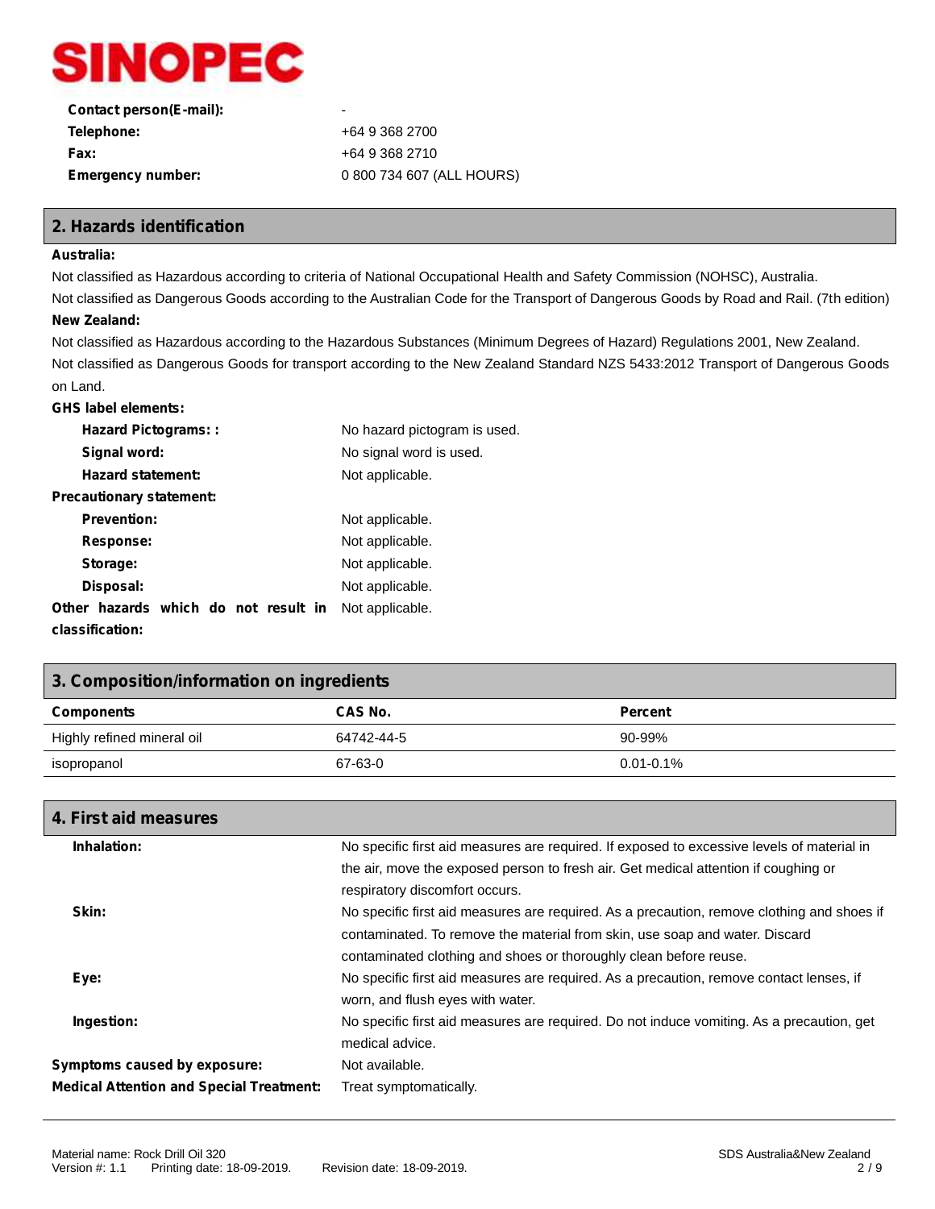**SINOPEC**

| | |
|---|---|
| **Contact person(E-mail):** | - |
| **Telephone:** | +64 9 368 2700 |
| **Fax:** | +64 9 368 2710 |
| **Emergency number:** | 0 800 734 607 (ALL HOURS) |

## 2. Hazards identification

**Australia:**

Not classified as Hazardous according to criteria of National Occupational Health and Safety Commission (NOHSC), Australia.

Not classified as Dangerous Goods according to the Australian Code for the Transport of Dangerous Goods by Road and Rail. (7th edition)

**New Zealand:**

Not classified as Hazardous according to the Hazardous Substances (Minimum Degrees of Hazard) Regulations 2001, New Zealand.

Not classified as Dangerous Goods for transport according to the New Zealand Standard NZS 5433:2012 Transport of Dangerous Goods on Land.

**GHS label elements:**

| | |
|---|---|
| **Hazard Pictograms: :** | No hazard pictogram is used. |
| **Signal word:** | No signal word is used. |
| **Hazard statement:** | Not applicable. |

**Precautionary statement:**

| | |
|---|---|
| **Prevention:** | Not applicable. |
| **Response:** | Not applicable. |
| **Storage:** | Not applicable. |
| **Disposal:** | Not applicable. |
| **Other hazards which do not result in classification:** | Not applicable. |

## 3. Composition/information on ingredients

| Components | CAS No. | Percent |
|---|---|---|
| Highly refined mineral oil | 64742-44-5 | 90-99% |
| isopropanol | 67-63-0 | 0.01-0.1% |

## 4. First aid measures

| | |
|---|---|
| **Inhalation:** | No specific first aid measures are required. If exposed to excessive levels of material in the air, move the exposed person to fresh air. Get medical attention if coughing or respiratory discomfort occurs. |
| **Skin:** | No specific first aid measures are required. As a precaution, remove clothing and shoes if contaminated. To remove the material from skin, use soap and water. Discard contaminated clothing and shoes or thoroughly clean before reuse. |
| **Eye:** | No specific first aid measures are required. As a precaution, remove contact lenses, if worn, and flush eyes with water. |
| **Ingestion:** | No specific first aid measures are required. Do not induce vomiting. As a precaution, get medical advice. |
| **Symptoms caused by exposure:** | Not available. |
| **Medical Attention and Special Treatment:** | Treat symptomatically. |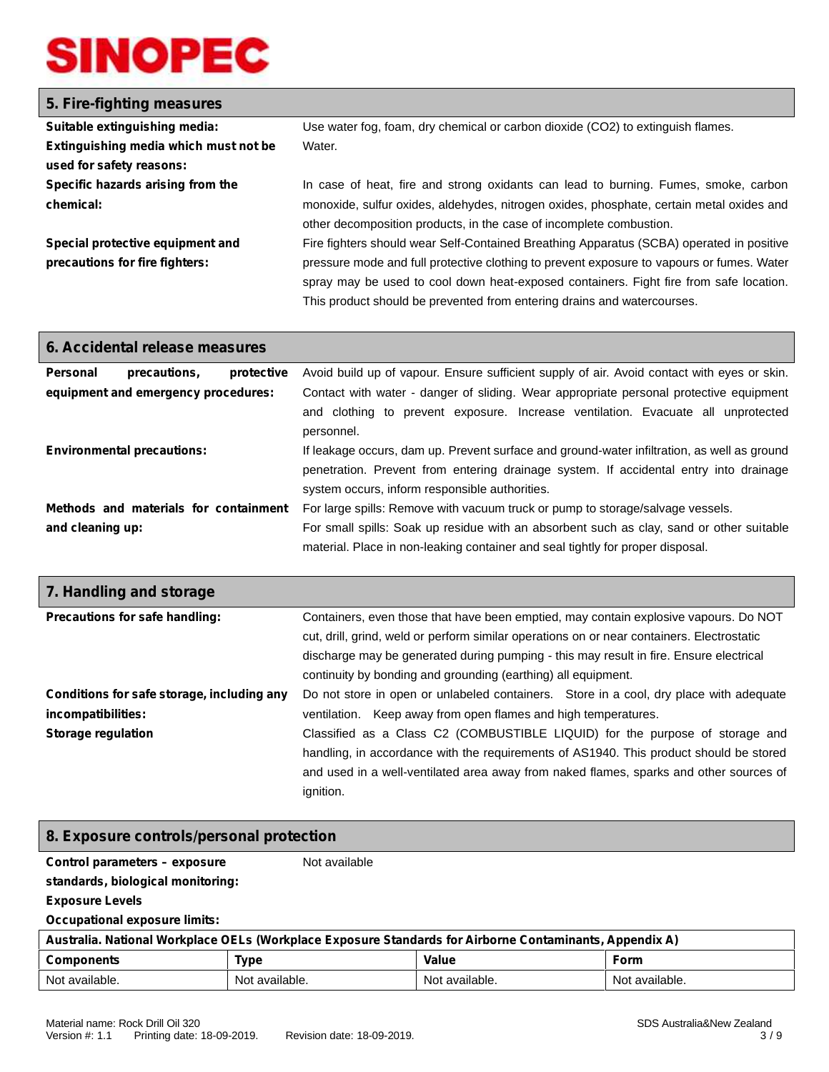## 5. Fire-fighting measures

**Suitable extinguishing media:** Use water fog, foam, dry chemical or carbon dioxide ($CO_2$) to extinguish flames.

**Extinguishing media which must not be used for safety reasons:** Water.

**Specific hazards arising from the chemical:** In case of heat, fire and strong oxidants can lead to burning. Fumes, smoke, carbon monoxide, sulfur oxides, aldehydes, nitrogen oxides, phosphate, certain metal oxides and other decomposition products, in the case of incomplete combustion.

**Special protective equipment and precautions for fire fighters:** Fire fighters should wear Self-Contained Breathing Apparatus (SCBA) operated in positive pressure mode and full protective clothing to prevent exposure to vapours or fumes. Water spray may be used to cool down heat-exposed containers. Fight fire from safe location. This product should be prevented from entering drains and watercourses.

## 6. Accidental release measures

**Personal precautions, protective equipment and emergency procedures:** Avoid build up of vapour. Ensure sufficient supply of air. Avoid contact with eyes or skin. Contact with water - danger of sliding. Wear appropriate personal protective equipment and clothing to prevent exposure. Increase ventilation. Evacuate all unprotected personnel.

**Environmental precautions:** If leakage occurs, dam up. Prevent surface and ground-water infiltration, as well as ground penetration. Prevent from entering drainage system. If accidental entry into drainage system occurs, inform responsible authorities.

**Methods and materials for containment and cleaning up:** For large spills: Remove with vacuum truck or pump to storage/salvage vessels.
For small spills: Soak up residue with an absorbent such as clay, sand or other suitable material. Place in non-leaking container and seal tightly for proper disposal.

## 7. Handling and storage

**Precautions for safe handling:** Containers, even those that have been emptied, may contain explosive vapours. Do NOT cut, drill, grind, weld or perform similar operations on or near containers. Electrostatic discharge may be generated during pumping - this may result in fire. Ensure electrical continuity by bonding and grounding (earthing) all equipment.

**Conditions for safe storage, including any incompatibilities:** Do not store in open or unlabeled containers. Store in a cool, dry place with adequate ventilation. Keep away from open flames and high temperatures.

**Storage regulation** Classified as a Class C2 (COMBUSTIBLE LIQUID) for the purpose of storage and handling, in accordance with the requirements of AS1940. This product should be stored and used in a well-ventilated area away from naked flames, sparks and other sources of ignition.

## 8. Exposure controls/personal protection

**Control parameters – exposure standards, biological monitoring:** Not available

**Exposure Levels**

**Occupational exposure limits:**

| Australia. National Workplace OELs (Workplace Exposure Standards for Airborne Contaminants, Appendix A) | | | |
|---|---|---|---|
| **Components** | **Type** | **Value** | **Form** |
| Not available. | Not available. | Not available. | Not available. |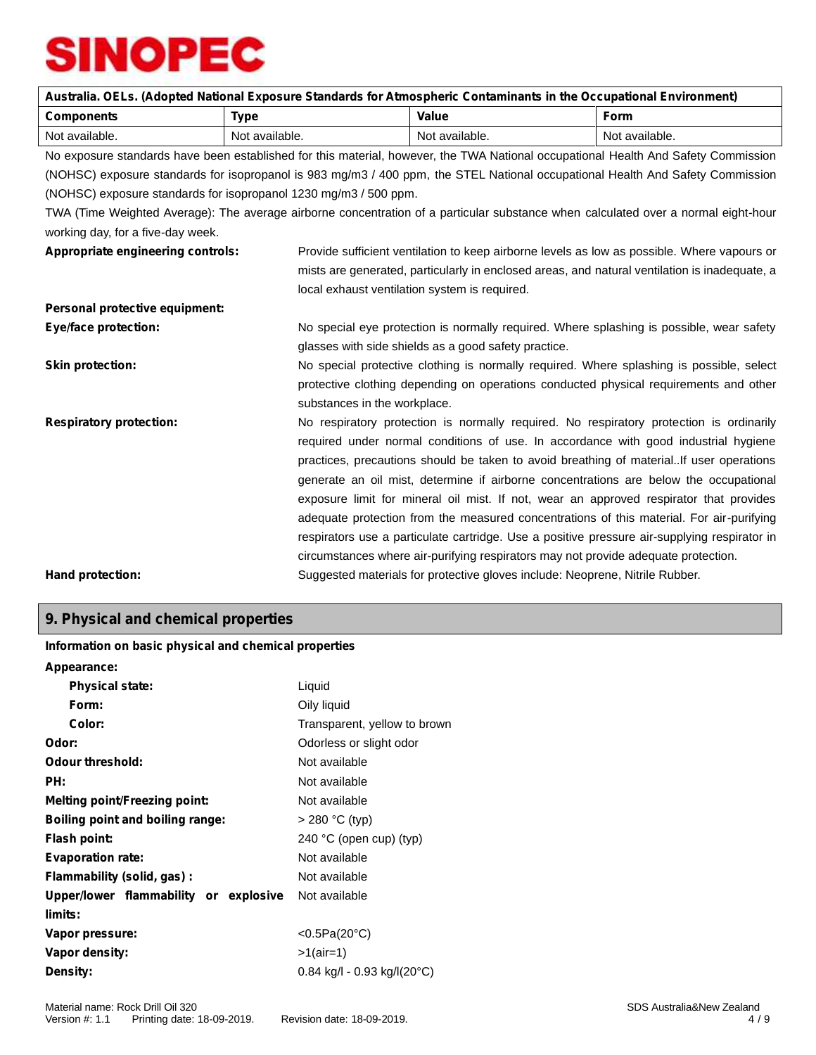SINOPEC

| Australia. OELs. (Adopted National Exposure Standards for Atmospheric Contaminants in the Occupational Environment) | | | |
|---|---|---|---|
| **Components** | **Type** | **Value** | **Form** |
| Not available. | Not available. | Not available. | Not available. |

No exposure standards have been established for this material, however, the TWA National occupational Health And Safety Commission (NOHSC) exposure standards for isopropanol is 983 mg/m3 / 400 ppm, the STEL National occupational Health And Safety Commission (NOHSC) exposure standards for isopropanol 1230 mg/m3 / 500 ppm.

TWA (Time Weighted Average): The average airborne concentration of a particular substance when calculated over a normal eight-hour working day, for a five-day week.

**Appropriate engineering controls:** Provide sufficient ventilation to keep airborne levels as low as possible. Where vapours or mists are generated, particularly in enclosed areas, and natural ventilation is inadequate, a local exhaust ventilation system is required.

**Personal protective equipment:**

**Eye/face protection:** No special eye protection is normally required. Where splashing is possible, wear safety glasses with side shields as a good safety practice.

**Skin protection:** No special protective clothing is normally required. Where splashing is possible, select protective clothing depending on operations conducted physical requirements and other substances in the workplace.

**Respiratory protection:** No respiratory protection is normally required. No respiratory protection is ordinarily required under normal conditions of use. In accordance with good industrial hygiene practices, precautions should be taken to avoid breathing of material..If user operations generate an oil mist, determine if airborne concentrations are below the occupational exposure limit for mineral oil mist. If not, wear an approved respirator that provides adequate protection from the measured concentrations of this material. For air-purifying respirators use a particulate cartridge. Use a positive pressure air-supplying respirator in circumstances where air-purifying respirators may not provide adequate protection.

**Hand protection:** Suggested materials for protective gloves include: Neoprene, Nitrile Rubber.

## 9. Physical and chemical properties

**Information on basic physical and chemical properties**

**Appearance:**

- **Physical state:** Liquid
- **Form:** Oily liquid
- **Color:** Transparent, yellow to brown

**Odor:** Odorless or slight odor

**Odour threshold:** Not available

**PH:** Not available

**Melting point/Freezing point:** Not available

**Boiling point and boiling range:** > 280 °C (typ)

**Flash point:** 240 °C (open cup) (typ)

**Evaporation rate:** Not available

**Flammability (solid, gas) :** Not available

**Upper/lower flammability or explosive limits:** Not available

**Vapor pressure:** <0.5Pa(20°C)

**Vapor density:** >1(air=1)

**Density:** 0.84 kg/l - 0.93 kg/l(20°C)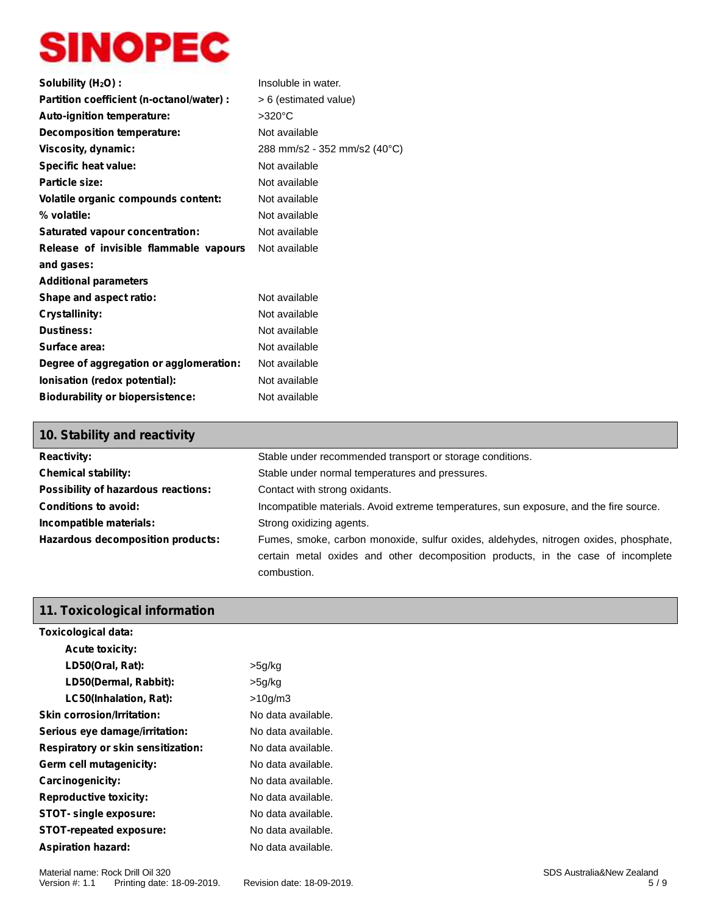| | |
|---|---|
| **Solubility ($H_2O$) :** | Insoluble in water. |
| **Partition coefficient (n-octanol/water) :** | > 6 (estimated value) |
| **Auto-ignition temperature:** | >320°C |
| **Decomposition temperature:** | Not available |
| **Viscosity, dynamic:** | 288 mm/s2 - 352 mm/s2 (40°C) |
| **Specific heat value:** | Not available |
| **Particle size:** | Not available |
| **Volatile organic compounds content:** | Not available |
| **% volatile:** | Not available |
| **Saturated vapour concentration:** | Not available |
| **Release of invisible flammable vapours and gases:** | Not available |
| **Additional parameters** | |
| **Shape and aspect ratio:** | Not available |
| **Crystallinity:** | Not available |
| **Dustiness:** | Not available |
| **Surface area:** | Not available |
| **Degree of aggregation or agglomeration:** | Not available |
| **Ionisation (redox potential):** | Not available |
| **Biodurability or biopersistence:** | Not available |

## 10. Stability and reactivity

| | |
|---|---|
| **Reactivity:** | Stable under recommended transport or storage conditions. |
| **Chemical stability:** | Stable under normal temperatures and pressures. |
| **Possibility of hazardous reactions:** | Contact with strong oxidants. |
| **Conditions to avoid:** | Incompatible materials. Avoid extreme temperatures, sun exposure, and the fire source. |
| **Incompatible materials:** | Strong oxidizing agents. |
| **Hazardous decomposition products:** | Fumes, smoke, carbon monoxide, sulfur oxides, aldehydes, nitrogen oxides, phosphate, certain metal oxides and other decomposition products, in the case of incomplete combustion. |

## 11. Toxicological information

**Toxicological data:**

**Acute toxicity:**

| | |
|---|---|
| **LD50(Oral, Rat):** | >5g/kg |
| **LD50(Dermal, Rabbit):** | >5g/kg |
| **LC50(Inhalation, Rat):** | >10g/m3 |
| **Skin corrosion/Irritation:** | No data available. |
| **Serious eye damage/irritation:** | No data available. |
| **Respiratory or skin sensitization:** | No data available. |
| **Germ cell mutagenicity:** | No data available. |
| **Carcinogenicity:** | No data available. |
| **Reproductive toxicity:** | No data available. |
| **STOT- single exposure:** | No data available. |
| **STOT-repeated exposure:** | No data available. |
| **Aspiration hazard:** | No data available. |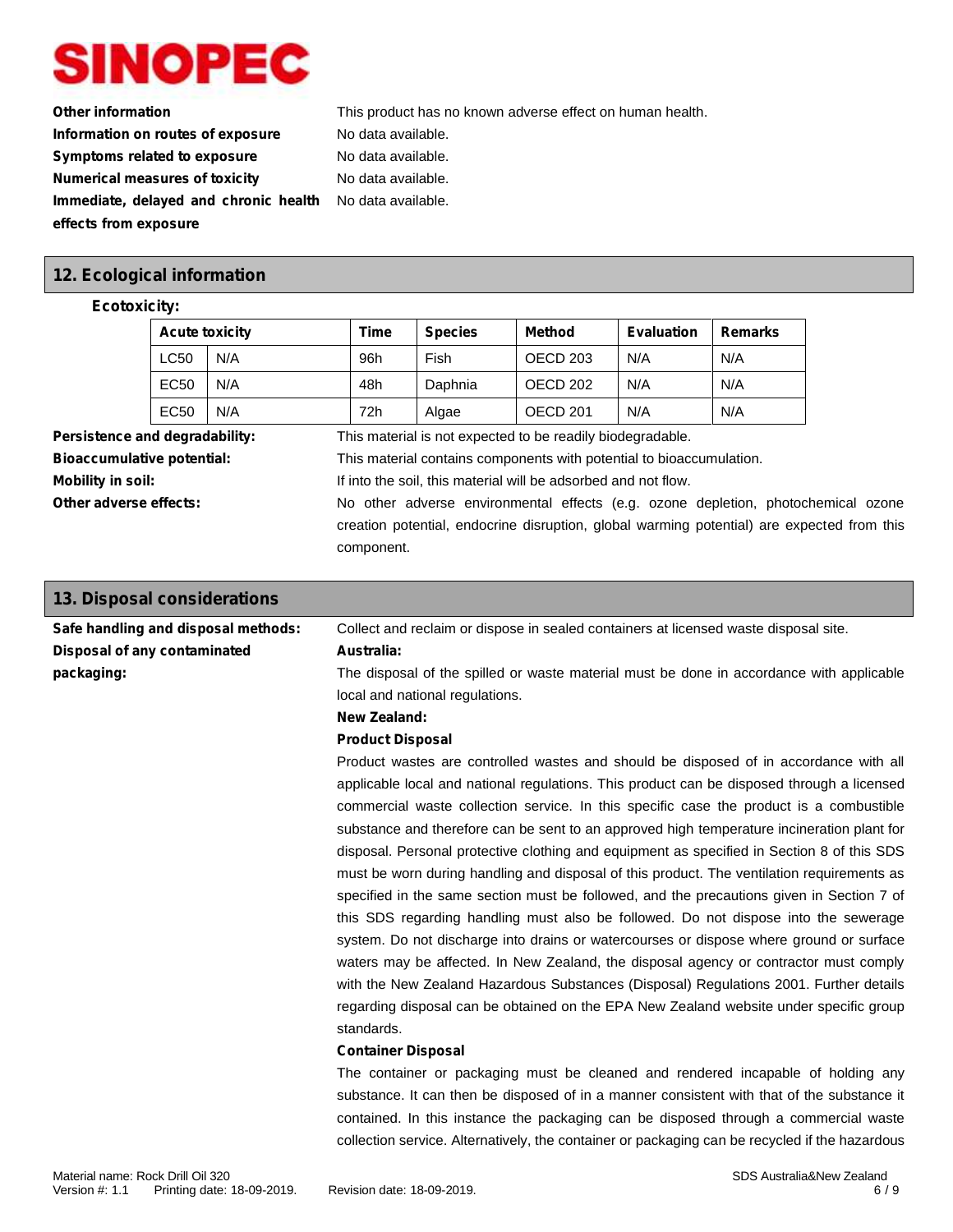**Other information** This product has no known adverse effect on human health.

**Information on routes of exposure** No data available.

**Symptoms related to exposure** No data available.

**Numerical measures of toxicity** No data available.

**Immediate, delayed and chronic health effects from exposure** No data available.

## 12. Ecological information

**Ecotoxicity:**

| Acute toxicity | | Time | Species | Method | Evaluation | Remarks |
|---|---|---|---|---|---|---|
| LC50 | N/A | 96h | Fish | OECD 203 | N/A | N/A |
| EC50 | N/A | 48h | Daphnia | OECD 202 | N/A | N/A |
| EC50 | N/A | 72h | Algae | OECD 201 | N/A | N/A |

**Persistence and degradability:** This material is not expected to be readily biodegradable.

**Bioaccumulative potential:** This material contains components with potential to bioaccumulation.

**Mobility in soil:** If into the soil, this material will be adsorbed and not flow.

**Other adverse effects:** No other adverse environmental effects (e.g. ozone depletion, photochemical ozone creation potential, endocrine disruption, global warming potential) are expected from this component.

## 13. Disposal considerations

**Safe handling and disposal methods:** Collect and reclaim or dispose in sealed containers at licensed waste disposal site.

**Disposal of any contaminated packaging:**

**Australia:**

The disposal of the spilled or waste material must be done in accordance with applicable local and national regulations.

**New Zealand:**

**Product Disposal**

Product wastes are controlled wastes and should be disposed of in accordance with all applicable local and national regulations. This product can be disposed through a licensed commercial waste collection service. In this specific case the product is a combustible substance and therefore can be sent to an approved high temperature incineration plant for disposal. Personal protective clothing and equipment as specified in Section 8 of this SDS must be worn during handling and disposal of this product. The ventilation requirements as specified in the same section must be followed, and the precautions given in Section 7 of this SDS regarding handling must also be followed. Do not dispose into the sewerage system. Do not discharge into drains or watercourses or dispose where ground or surface waters may be affected. In New Zealand, the disposal agency or contractor must comply with the New Zealand Hazardous Substances (Disposal) Regulations 2001. Further details regarding disposal can be obtained on the EPA New Zealand website under specific group standards.

**Container Disposal**

The container or packaging must be cleaned and rendered incapable of holding any substance. It can then be disposed of in a manner consistent with that of the substance it contained. In this instance the packaging can be disposed through a commercial waste collection service. Alternatively, the container or packaging can be recycled if the hazardous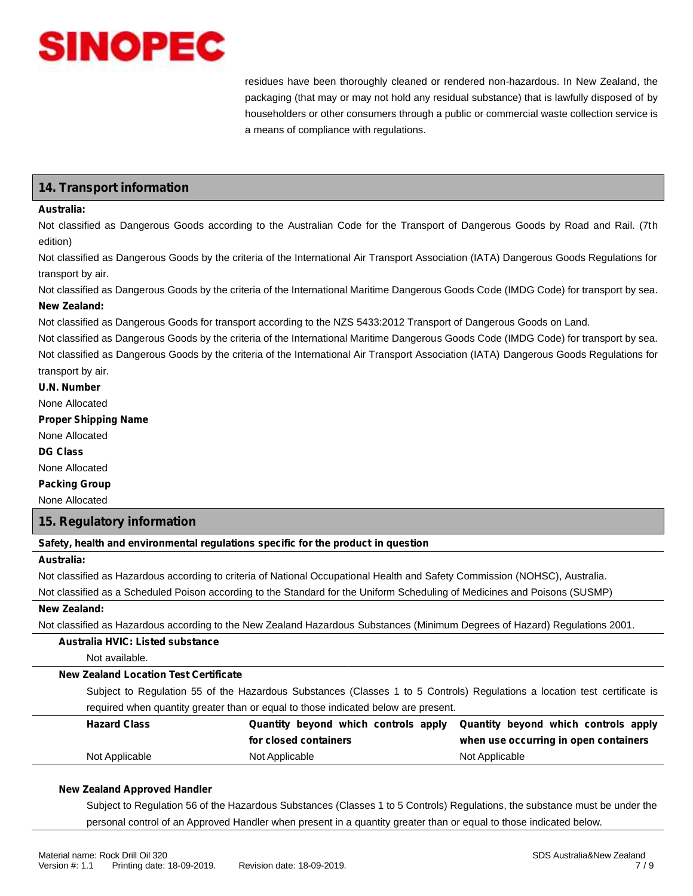residues have been thoroughly cleaned or rendered non-hazardous. In New Zealand, the packaging (that may or may not hold any residual substance) that is lawfully disposed of by householders or other consumers through a public or commercial waste collection service is a means of compliance with regulations.

## 14. Transport information

**Australia:**

Not classified as Dangerous Goods according to the Australian Code for the Transport of Dangerous Goods by Road and Rail. (7th edition)

Not classified as Dangerous Goods by the criteria of the International Air Transport Association (IATA) Dangerous Goods Regulations for transport by air.

Not classified as Dangerous Goods by the criteria of the International Maritime Dangerous Goods Code (IMDG Code) for transport by sea.

**New Zealand:**

Not classified as Dangerous Goods for transport according to the NZS 5433:2012 Transport of Dangerous Goods on Land.

Not classified as Dangerous Goods by the criteria of the International Maritime Dangerous Goods Code (IMDG Code) for transport by sea.

Not classified as Dangerous Goods by the criteria of the International Air Transport Association (IATA) Dangerous Goods Regulations for transport by air.

**U.N. Number**

None Allocated

**Proper Shipping Name**

None Allocated

**DG Class**

None Allocated

**Packing Group**

None Allocated

## 15. Regulatory information

**Safety, health and environmental regulations specific for the product in question**

**Australia:**

Not classified as Hazardous according to criteria of National Occupational Health and Safety Commission (NOHSC), Australia.

Not classified as a Scheduled Poison according to the Standard for the Uniform Scheduling of Medicines and Poisons (SUSMP)

**New Zealand:**

Not classified as Hazardous according to the New Zealand Hazardous Substances (Minimum Degrees of Hazard) Regulations 2001.

**Australia HVIC: Listed substance**

Not available.

**New Zealand Location Test Certificate**

Subject to Regulation 55 of the Hazardous Substances (Classes 1 to 5 Controls) Regulations a location test certificate is required when quantity greater than or equal to those indicated below are present.

| Hazard Class | Quantity beyond which controls apply for closed containers | Quantity beyond which controls apply when use occurring in open containers |
|---|---|---|
| Not Applicable | Not Applicable | Not Applicable |

**New Zealand Approved Handler**

Subject to Regulation 56 of the Hazardous Substances (Classes 1 to 5 Controls) Regulations, the substance must be under the personal control of an Approved Handler when present in a quantity greater than or equal to those indicated below.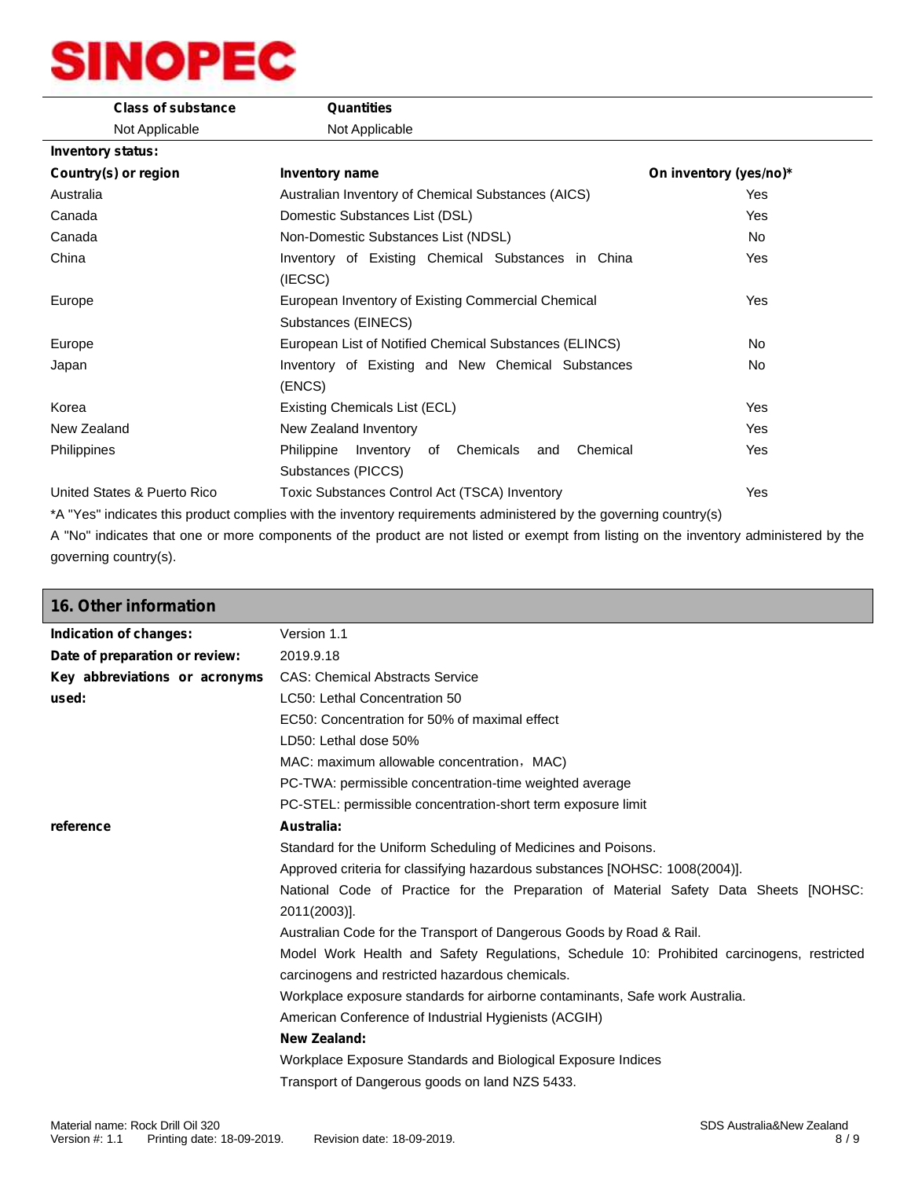| Class of substance | Quantities |
|---|---|
| Not Applicable | Not Applicable |

**Inventory status:**

| Country(s) or region | Inventory name | On inventory (yes/no)* |
|---|---|---|
| Australia | Australian Inventory of Chemical Substances (AICS) | Yes |
| Canada | Domestic Substances List (DSL) | Yes |
| Canada | Non-Domestic Substances List (NDSL) | No |
| China | Inventory of Existing Chemical Substances in China (IECSC) | Yes |
| Europe | European Inventory of Existing Commercial Chemical Substances (EINECS) | Yes |
| Europe | European List of Notified Chemical Substances (ELINCS) | No |
| Japan | Inventory of Existing and New Chemical Substances (ENCS) | No |
| Korea | Existing Chemicals List (ECL) | Yes |
| New Zealand | New Zealand Inventory | Yes |
| Philippines | Philippine Inventory of Chemicals and Chemical Substances (PICCS) | Yes |
| United States & Puerto Rico | Toxic Substances Control Act (TSCA) Inventory | Yes |

*A "Yes" indicates this product complies with the inventory requirements administered by the governing country(s)

A "No" indicates that one or more components of the product are not listed or exempt from listing on the inventory administered by the governing country(s).

## 16. Other information

**Indication of changes:** Version 1.1

**Date of preparation or review:** 2019.9.18

**Key abbreviations or acronyms used:**

CAS: Chemical Abstracts Service
LC50: Lethal Concentration 50
EC50: Concentration for 50% of maximal effect
LD50: Lethal dose 50%
MAC: maximum allowable concentration，MAC)
PC-TWA: permissible concentration-time weighted average
PC-STEL: permissible concentration-short term exposure limit

**reference**

**Australia:**

Standard for the Uniform Scheduling of Medicines and Poisons.
Approved criteria for classifying hazardous substances [NOHSC: 1008(2004)].
National Code of Practice for the Preparation of Material Safety Data Sheets [NOHSC: 2011(2003)].
Australian Code for the Transport of Dangerous Goods by Road & Rail.
Model Work Health and Safety Regulations, Schedule 10: Prohibited carcinogens, restricted carcinogens and restricted hazardous chemicals.
Workplace exposure standards for airborne contaminants, Safe work Australia.
American Conference of Industrial Hygienists (ACGIH)

**New Zealand:**

Workplace Exposure Standards and Biological Exposure Indices
Transport of Dangerous goods on land NZS 5433.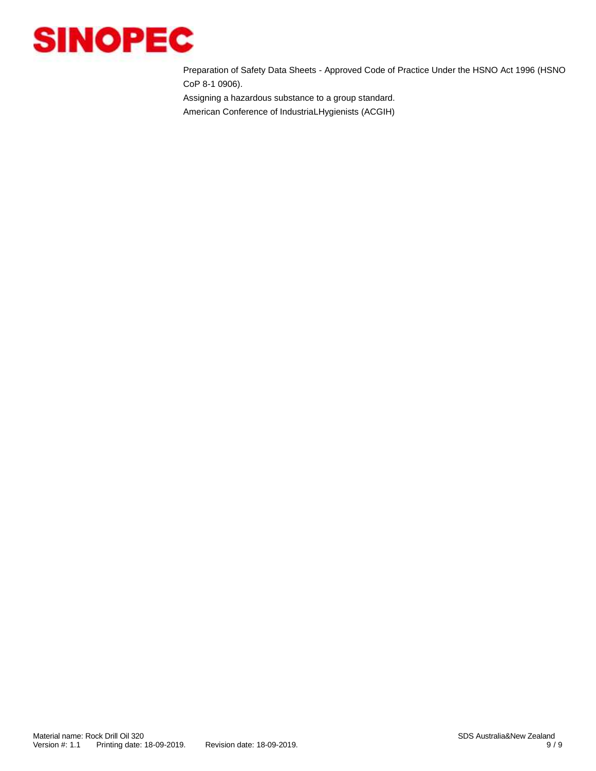Preparation of Safety Data Sheets - Approved Code of Practice Under the HSNO Act 1996 (HSNO CoP 8-1 0906).

Assigning a hazardous substance to a group standard.

American Conference of IndustriaLHygienists (ACGIH)